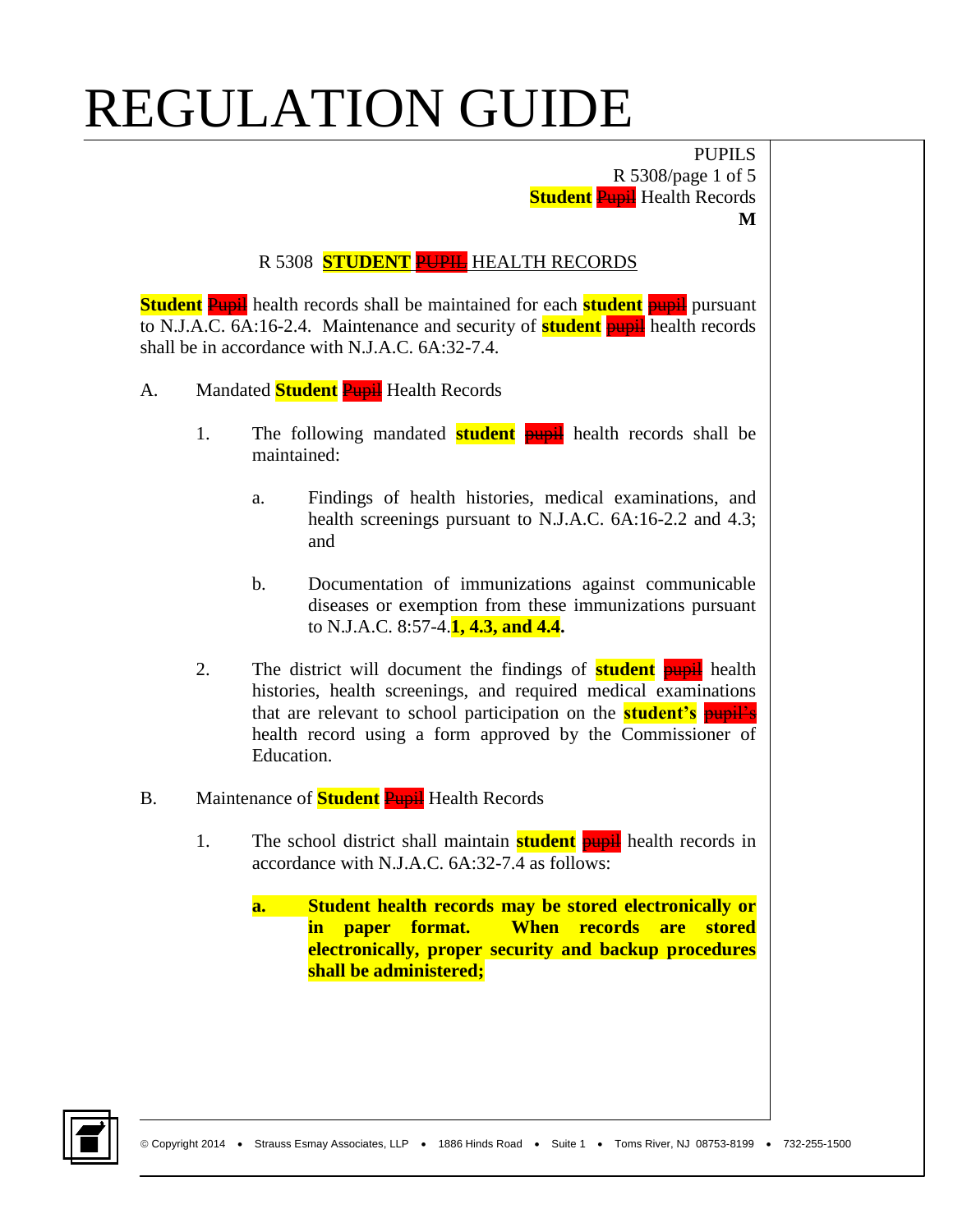# REGULATION GUIDE

PUPILS
R 5308/page 1 of 5
**Student** ~~Pupil~~ Health Records
**M**

## R 5308 **STUDENT** ~~PUPIL~~ HEALTH RECORDS

**Student** ~~Pupil~~ health records shall be maintained for each **student** ~~pupil~~ pursuant to N.J.A.C. 6A:16-2.4. Maintenance and security of **student** ~~pupil~~ health records shall be in accordance with N.J.A.C. 6A:32-7.4.

A. Mandated **Student** ~~Pupil~~ Health Records

1. The following mandated **student** ~~pupil~~ health records shall be maintained:

   a. Findings of health histories, medical examinations, and health screenings pursuant to N.J.A.C. 6A:16-2.2 and 4.3; and

   b. Documentation of immunizations against communicable diseases or exemption from these immunizations pursuant to N.J.A.C. 8:57-4.**1, 4.3, and 4.4**.

2. The district will document the findings of **student** ~~pupil~~ health histories, health screenings, and required medical examinations that are relevant to school participation on the **student's** ~~pupil's~~ health record using a form approved by the Commissioner of Education.

B. Maintenance of **Student** ~~Pupil~~ Health Records

1. The school district shall maintain **student** ~~pupil~~ health records in accordance with N.J.A.C. 6A:32-7.4 as follows:

   **a. Student health records may be stored electronically or in paper format. When records are stored electronically, proper security and backup procedures shall be administered;**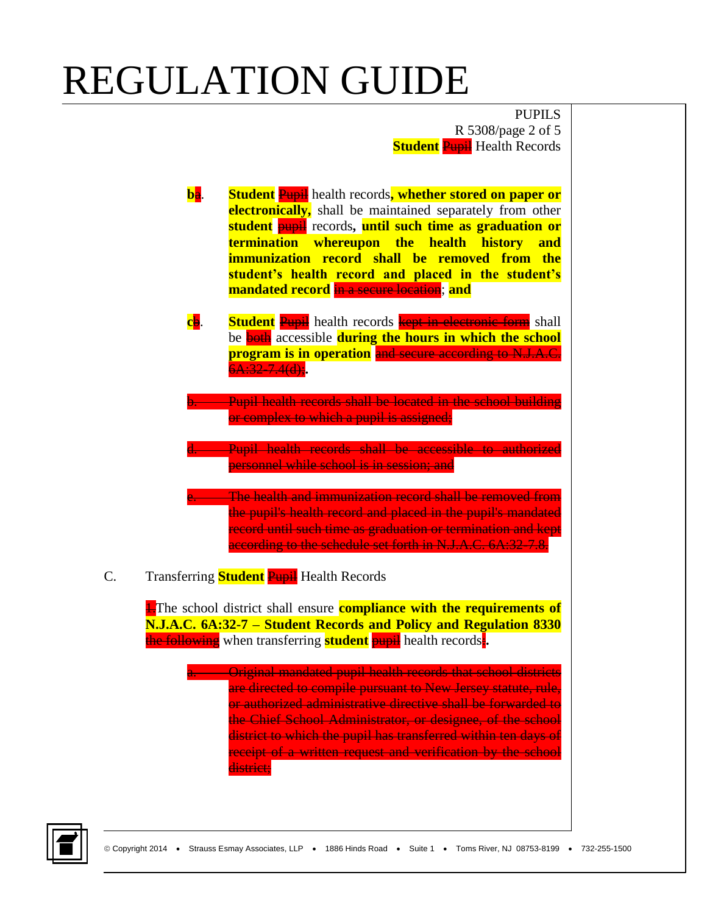**Student** ~~Pupil~~ Health Records

**b**~~a~~. **Student** ~~Pupil~~ health records**, whether stored on paper or electronically,** shall be maintained separately from other **student** ~~pupil~~ records**, until such time as graduation or termination whereupon the health history and immunization record shall be removed from the student's health record and placed in the student's mandated record** ~~in a secure location~~; **and**

**c**~~e~~. **Student** ~~Pupil~~ health records ~~kept in electronic form~~ shall be ~~both~~ accessible **during the hours in which the school program is in operation** ~~and secure according to N.J.A.C. 6A:32-7.4(d);~~**.**

~~b. Pupil health records shall be located in the school building or complex to which a pupil is assigned;~~

~~d. Pupil health records shall be accessible to authorized personnel while school is in session; and~~

~~e. The health and immunization record shall be removed from the pupil's health record and placed in the pupil's mandated record until such time as graduation or termination and kept according to the schedule set forth in N.J.A.C. 6A:32-7.8.~~

C. Transferring **Student** ~~Pupil~~ Health Records

~~1.~~The school district shall ensure **compliance with the requirements of N.J.A.C. 6A:32-7 – Student Records and Policy and Regulation 8330** ~~the following~~ when transferring **student** ~~pupil~~ health records~~:~~**.**

~~a. Original mandated pupil health records that school districts are directed to compile pursuant to New Jersey statute, rule, or authorized administrative directive shall be forwarded to the Chief School Administrator, or designee, of the school district to which the pupil has transferred within ten days of receipt of a written request and verification by the school district;~~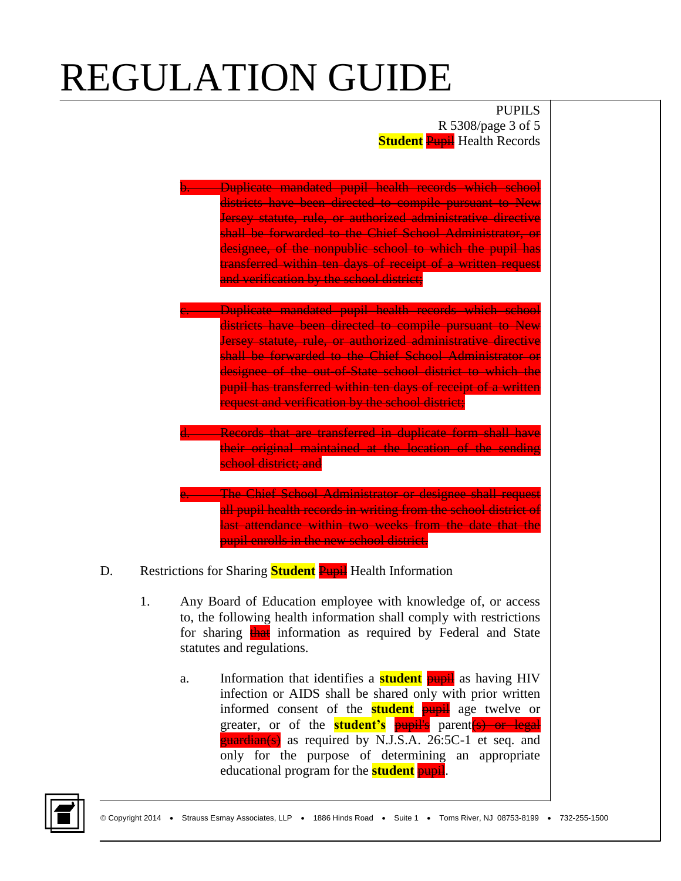b. ~~Duplicate mandated pupil health records which school districts have been directed to compile pursuant to New Jersey statute, rule, or authorized administrative directive shall be forwarded to the Chief School Administrator, or designee, of the nonpublic school to which the pupil has transferred within ten days of receipt of a written request and verification by the school district;~~

c. ~~Duplicate mandated pupil health records which school districts have been directed to compile pursuant to New Jersey statute, rule, or authorized administrative directive shall be forwarded to the Chief School Administrator or designee of the out-of-State school district to which the pupil has transferred within ten days of receipt of a written request and verification by the school district;~~

d. ~~Records that are transferred in duplicate form shall have their original maintained at the location of the sending school district; and~~

e. ~~The Chief School Administrator or designee shall request all pupil health records in writing from the school district of last attendance within two weeks from the date that the pupil enrolls in the new school district.~~

D. Restrictions for Sharing **Student** ~~Pupil~~ Health Information

1. Any Board of Education employee with knowledge of, or access to, the following health information shall comply with restrictions for sharing ~~that~~ information as required by Federal and State statutes and regulations.

   a. Information that identifies a **student** ~~pupil~~ as having HIV infection or AIDS shall be shared only with prior written informed consent of the **student** ~~pupil~~ age twelve or greater, or of the **student's** ~~pupil's~~ parent~~(s) or legal guardian(s)~~ as required by N.J.S.A. 26:5C-1 et seq. and only for the purpose of determining an appropriate educational program for the **student** ~~pupil~~.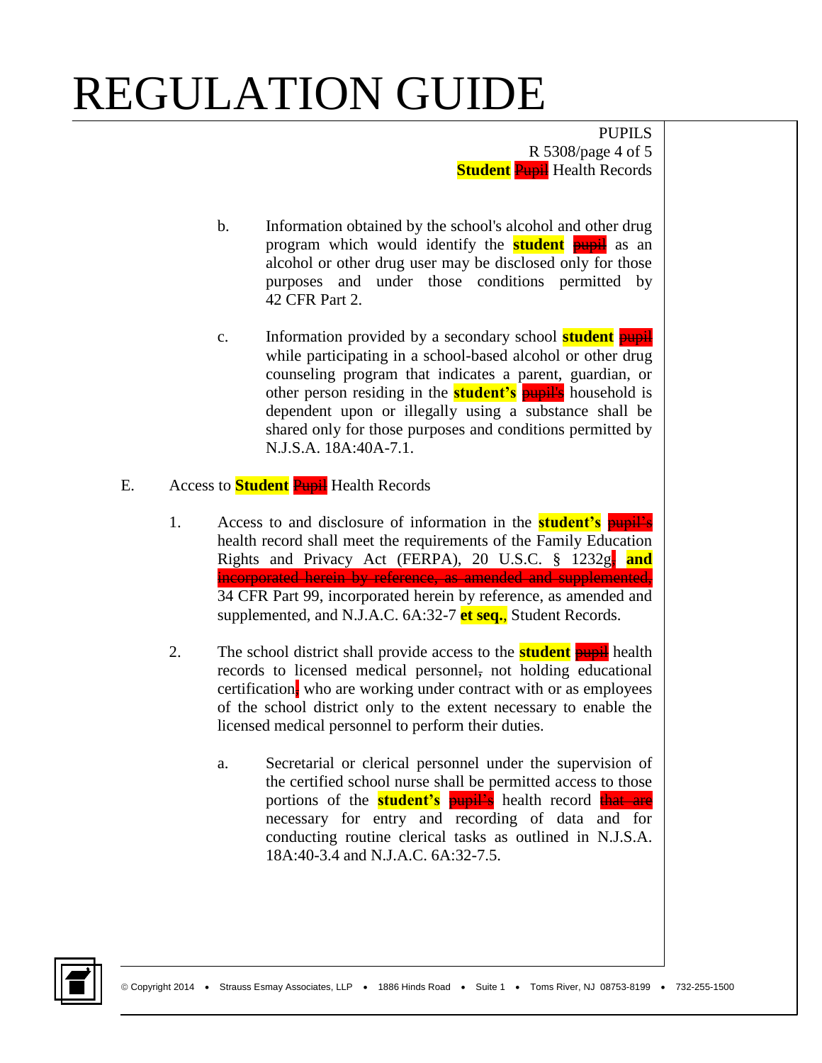b. Information obtained by the school's alcohol and other drug program which would identify the **student** ~~pupil~~ as an alcohol or other drug user may be disclosed only for those purposes and under those conditions permitted by 42 CFR Part 2.

c. Information provided by a secondary school **student** ~~pupil~~ while participating in a school-based alcohol or other drug counseling program that indicates a parent, guardian, or other person residing in the **student's** ~~pupil's~~ household is dependent upon or illegally using a substance shall be shared only for those purposes and conditions permitted by N.J.S.A. 18A:40A-7.1.

E. Access to **Student** ~~Pupil~~ Health Records

1. Access to and disclosure of information in the **student's** ~~pupil's~~ health record shall meet the requirements of the Family Education Rights and Privacy Act (FERPA), 20 U.S.C. § 1232g~~,~~ **and** ~~incorporated herein by reference, as amended and supplemented,~~ 34 CFR Part 99, incorporated herein by reference, as amended and supplemented, and N.J.A.C. 6A:32-7 **et seq.**, Student Records.

2. The school district shall provide access to the **student** ~~pupil~~ health records to licensed medical personnel~~,~~ not holding educational certification~~,~~ who are working under contract with or as employees of the school district only to the extent necessary to enable the licensed medical personnel to perform their duties.

   a. Secretarial or clerical personnel under the supervision of the certified school nurse shall be permitted access to those portions of the **student's** ~~pupil's~~ health record ~~that are~~ necessary for entry and recording of data and for conducting routine clerical tasks as outlined in N.J.S.A. 18A:40-3.4 and N.J.A.C. 6A:32-7.5.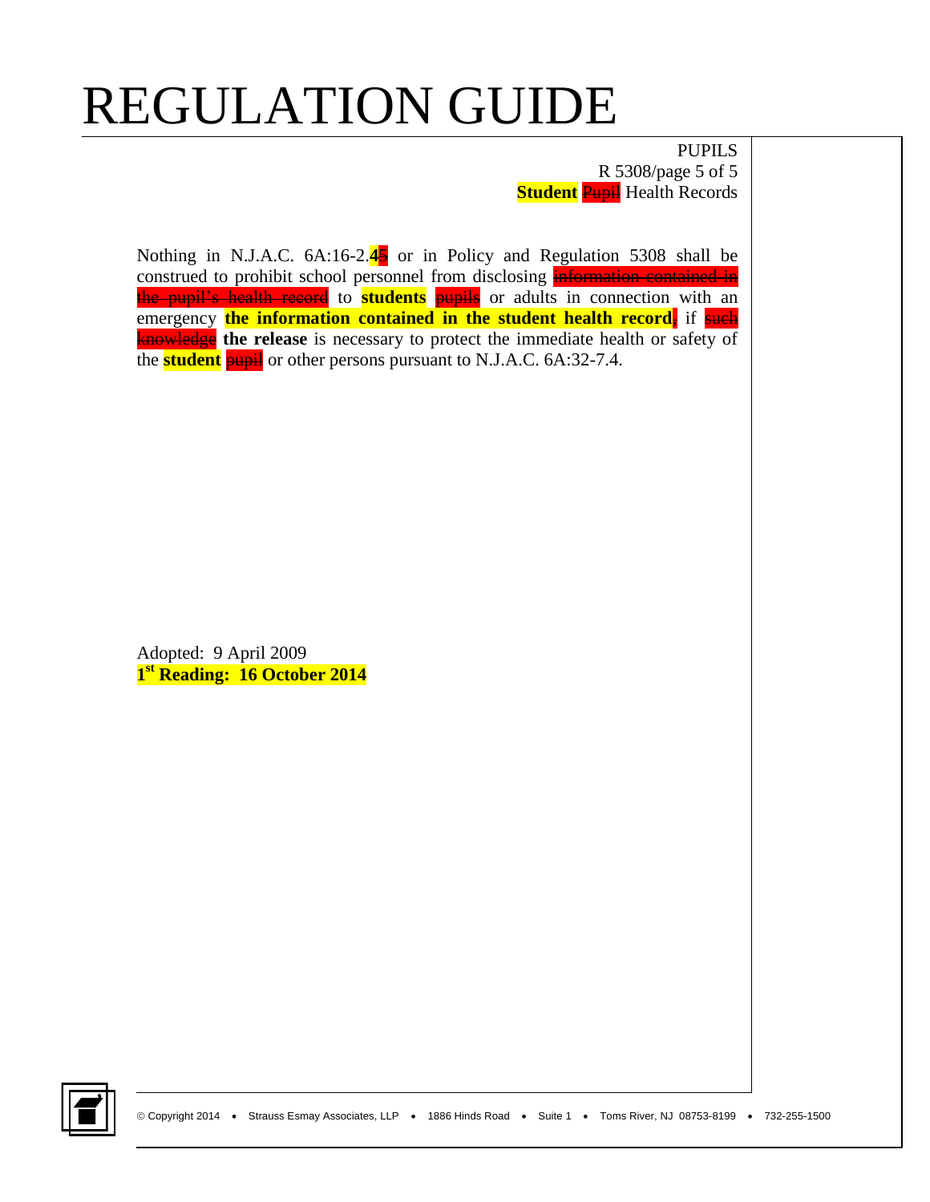Nothing in N.J.A.C. 6A:16-2.4~~5~~ or in Policy and Regulation 5308 shall be construed to prohibit school personnel from disclosing ~~information contained in the pupil's health record~~ to **students** ~~pupils~~ or adults in connection with an emergency **the information contained in the student health record**~~,~~ if ~~such knowledge~~ **the release** is necessary to protect the immediate health or safety of the **student** ~~pupil~~ or other persons pursuant to N.J.A.C. 6A:32-7.4.

Adopted: 9 April 2009
**1st Reading: 16 October 2014**